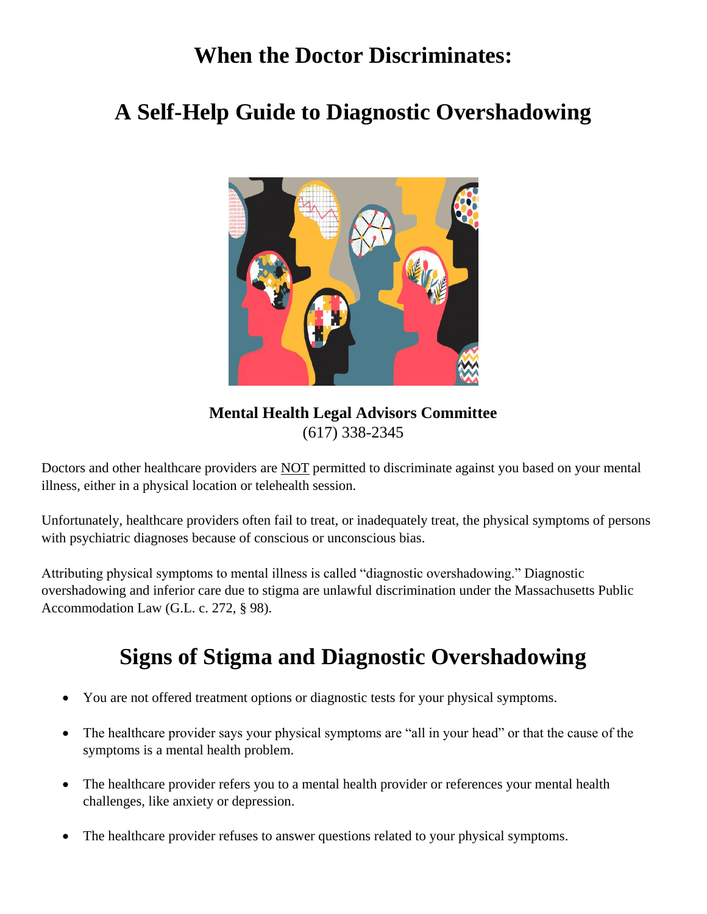# When the Doctor Discriminates:

# A Self-Help Guide to Diagnostic Overshadowing

**Mental Health Legal Advisors Committee**
(617) 338-2345

Doctors and other healthcare providers are <u>NOT</u> permitted to discriminate against you based on your mental illness, either in a physical location or telehealth session.

Unfortunately, healthcare providers often fail to treat, or inadequately treat, the physical symptoms of persons with psychiatric diagnoses because of conscious or unconscious bias.

Attributing physical symptoms to mental illness is called "diagnostic overshadowing." Diagnostic overshadowing and inferior care due to stigma are unlawful discrimination under the Massachusetts Public Accommodation Law (G.L. c. 272, § 98).

## Signs of Stigma and Diagnostic Overshadowing

- You are not offered treatment options or diagnostic tests for your physical symptoms.
- The healthcare provider says your physical symptoms are "all in your head" or that the cause of the symptoms is a mental health problem.
- The healthcare provider refers you to a mental health provider or references your mental health challenges, like anxiety or depression.
- The healthcare provider refuses to answer questions related to your physical symptoms.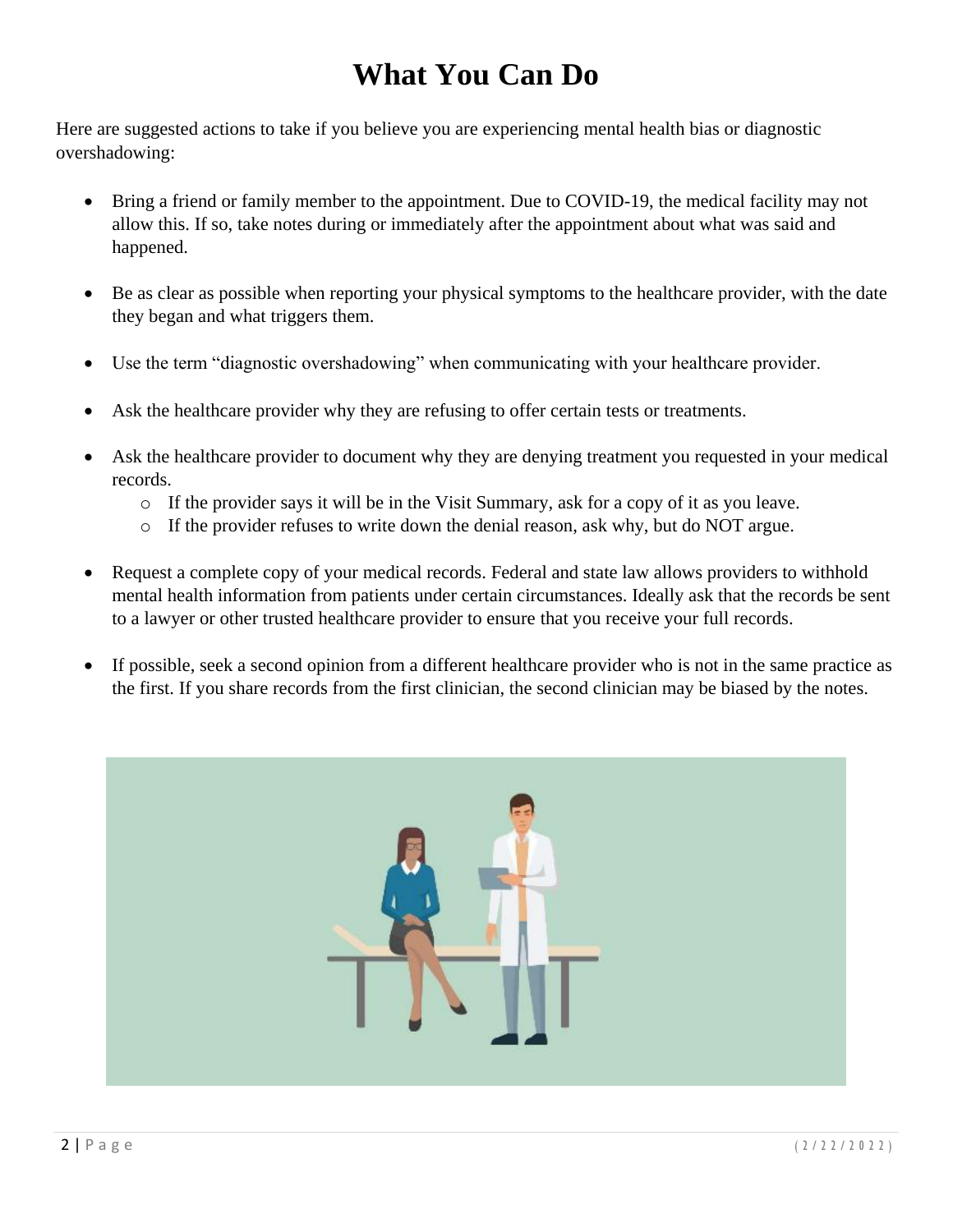# What You Can Do

Here are suggested actions to take if you believe you are experiencing mental health bias or diagnostic overshadowing:

- Bring a friend or family member to the appointment. Due to COVID-19, the medical facility may not allow this. If so, take notes during or immediately after the appointment about what was said and happened.

- Be as clear as possible when reporting your physical symptoms to the healthcare provider, with the date they began and what triggers them.

- Use the term "diagnostic overshadowing" when communicating with your healthcare provider.

- Ask the healthcare provider why they are refusing to offer certain tests or treatments.

- Ask the healthcare provider to document why they are denying treatment you requested in your medical records.
  - If the provider says it will be in the Visit Summary, ask for a copy of it as you leave.
  - If the provider refuses to write down the denial reason, ask why, but do NOT argue.

- Request a complete copy of your medical records. Federal and state law allows providers to withhold mental health information from patients under certain circumstances. Ideally ask that the records be sent to a lawyer or other trusted healthcare provider to ensure that you receive your full records.

- If possible, seek a second opinion from a different healthcare provider who is not in the same practice as the first. If you share records from the first clinician, the second clinician may be biased by the notes.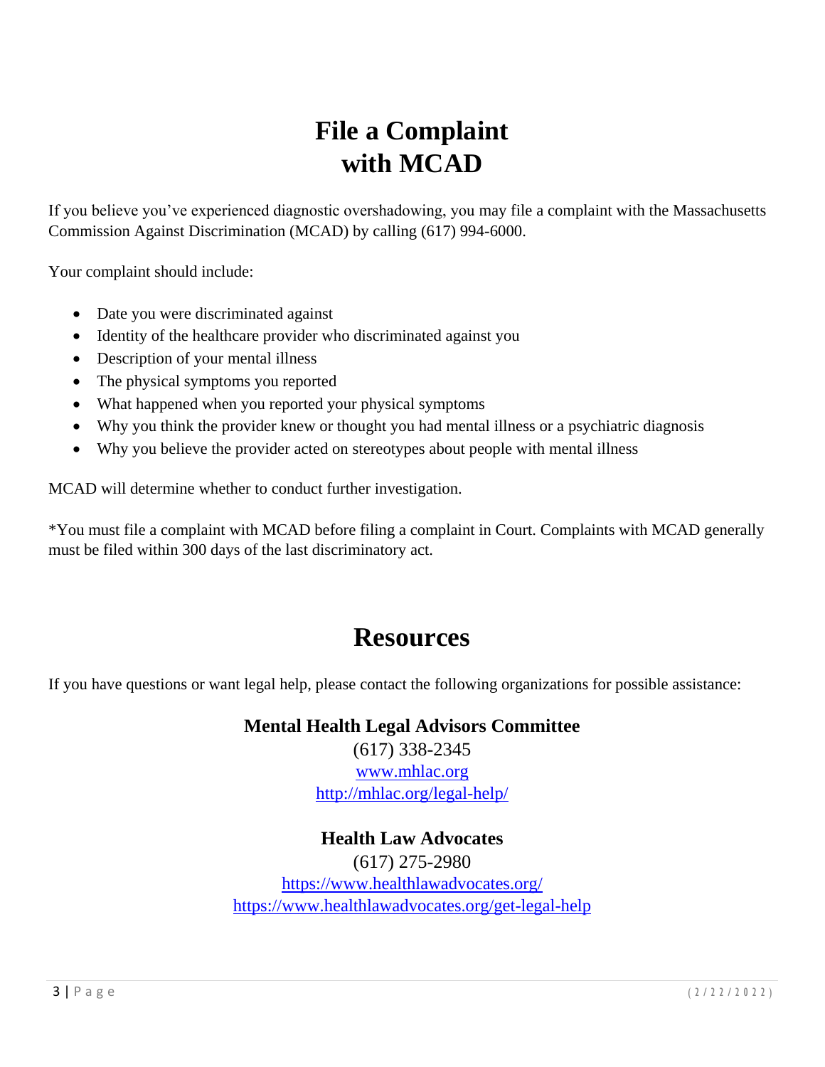# File a Complaint with MCAD

If you believe you've experienced diagnostic overshadowing, you may file a complaint with the Massachusetts Commission Against Discrimination (MCAD) by calling (617) 994-6000.

Your complaint should include:

- Date you were discriminated against
- Identity of the healthcare provider who discriminated against you
- Description of your mental illness
- The physical symptoms you reported
- What happened when you reported your physical symptoms
- Why you think the provider knew or thought you had mental illness or a psychiatric diagnosis
- Why you believe the provider acted on stereotypes about people with mental illness

MCAD will determine whether to conduct further investigation.

*You must file a complaint with MCAD before filing a complaint in Court. Complaints with MCAD generally must be filed within 300 days of the last discriminatory act.

# Resources

If you have questions or want legal help, please contact the following organizations for possible assistance:

**Mental Health Legal Advisors Committee**
(617) 338-2345
[www.mhlac.org](http://www.mhlac.org)
[http://mhlac.org/legal-help/](http://mhlac.org/legal-help/)

**Health Law Advocates**
(617) 275-2980
[https://www.healthlawadvocates.org/](https://www.healthlawadvocates.org/)
[https://www.healthlawadvocates.org/get-legal-help](https://www.healthlawadvocates.org/get-legal-help)